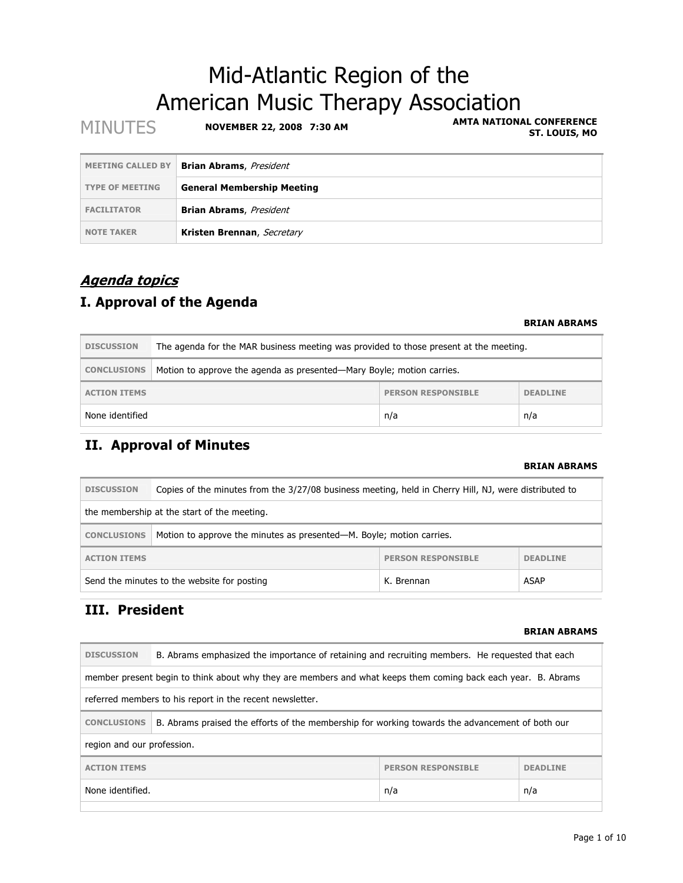# Mid-Atlantic Region of the American Music Therapy Association

MINUTES **NOVEMBER 22, 2008 7:30 AM** **AMTA NATIONAL CONFERENCE ST. LOUIS, MO**

| | |
|---|---|
| MEETING CALLED BY | **Brian Abrams**, *President* |
| TYPE OF MEETING | **General Membership Meeting** |
| FACILITATOR | **Brian Abrams**, *President* |
| NOTE TAKER | **Kristen Brennan**, *Secretary* |

## *Agenda topics*

## I. Approval of the Agenda

**BRIAN ABRAMS**

| | |
|---|---|
| DISCUSSION | The agenda for the MAR business meeting was provided to those present at the meeting. |
| CONCLUSIONS | Motion to approve the agenda as presented—Mary Boyle; motion carries. |

| ACTION ITEMS | PERSON RESPONSIBLE | DEADLINE |
|---|---|---|
| None identified | n/a | n/a |

## II. Approval of Minutes

**BRIAN ABRAMS**

| | |
|---|---|
| DISCUSSION | Copies of the minutes from the 3/27/08 business meeting, held in Cherry Hill, NJ, were distributed to the membership at the start of the meeting. |
| CONCLUSIONS | Motion to approve the minutes as presented—M. Boyle; motion carries. |

| ACTION ITEMS | PERSON RESPONSIBLE | DEADLINE |
|---|---|---|
| Send the minutes to the website for posting | K. Brennan | ASAP |

## III. President

**BRIAN ABRAMS**

| | |
|---|---|
| DISCUSSION | B. Abrams emphasized the importance of retaining and recruiting members. He requested that each member present begin to think about why they are members and what keeps them coming back each year. B. Abrams referred members to his report in the recent newsletter. |
| CONCLUSIONS | B. Abrams praised the efforts of the membership for working towards the advancement of both our region and our profession. |

| ACTION ITEMS | PERSON RESPONSIBLE | DEADLINE |
|---|---|---|
| None identified. | n/a | n/a |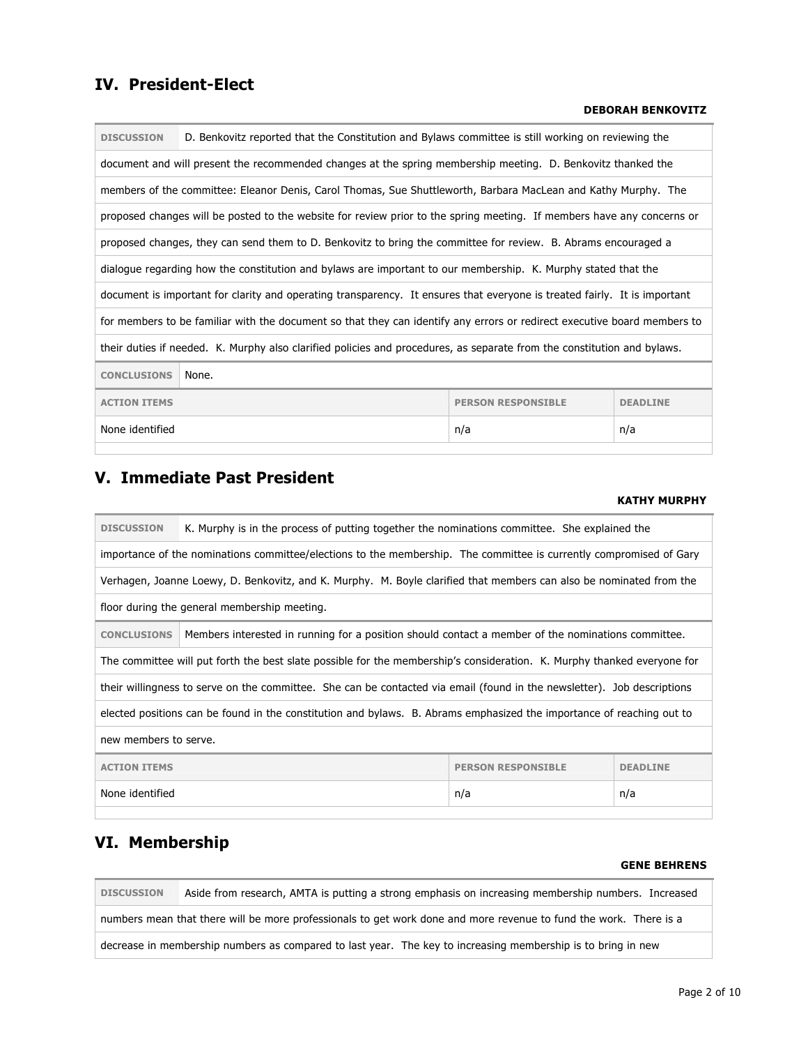## IV. President-Elect

**DEBORAH BENKOVITZ**

**DISCUSSION** D. Benkovitz reported that the Constitution and Bylaws committee is still working on reviewing the document and will present the recommended changes at the spring membership meeting. D. Benkovitz thanked the members of the committee: Eleanor Denis, Carol Thomas, Sue Shuttleworth, Barbara MacLean and Kathy Murphy. The proposed changes will be posted to the website for review prior to the spring meeting. If members have any concerns or proposed changes, they can send them to D. Benkovitz to bring the committee for review. B. Abrams encouraged a dialogue regarding how the constitution and bylaws are important to our membership. K. Murphy stated that the document is important for clarity and operating transparency. It ensures that everyone is treated fairly. It is important for members to be familiar with the document so that they can identify any errors or redirect executive board members to their duties if needed. K. Murphy also clarified policies and procedures, as separate from the constitution and bylaws.

**CONCLUSIONS** None.

| ACTION ITEMS | PERSON RESPONSIBLE | DEADLINE |
|---|---|---|
| None identified | n/a | n/a |

## V. Immediate Past President

**KATHY MURPHY**

**DISCUSSION** K. Murphy is in the process of putting together the nominations committee. She explained the importance of the nominations committee/elections to the membership. The committee is currently compromised of Gary Verhagen, Joanne Loewy, D. Benkovitz, and K. Murphy. M. Boyle clarified that members can also be nominated from the floor during the general membership meeting.

**CONCLUSIONS** Members interested in running for a position should contact a member of the nominations committee. The committee will put forth the best slate possible for the membership's consideration. K. Murphy thanked everyone for their willingness to serve on the committee. She can be contacted via email (found in the newsletter). Job descriptions elected positions can be found in the constitution and bylaws. B. Abrams emphasized the importance of reaching out to new members to serve.

| ACTION ITEMS | PERSON RESPONSIBLE | DEADLINE |
|---|---|---|
| None identified | n/a | n/a |

## VI. Membership

**GENE BEHRENS**

**DISCUSSION** Aside from research, AMTA is putting a strong emphasis on increasing membership numbers. Increased numbers mean that there will be more professionals to get work done and more revenue to fund the work. There is a decrease in membership numbers as compared to last year. The key to increasing membership is to bring in new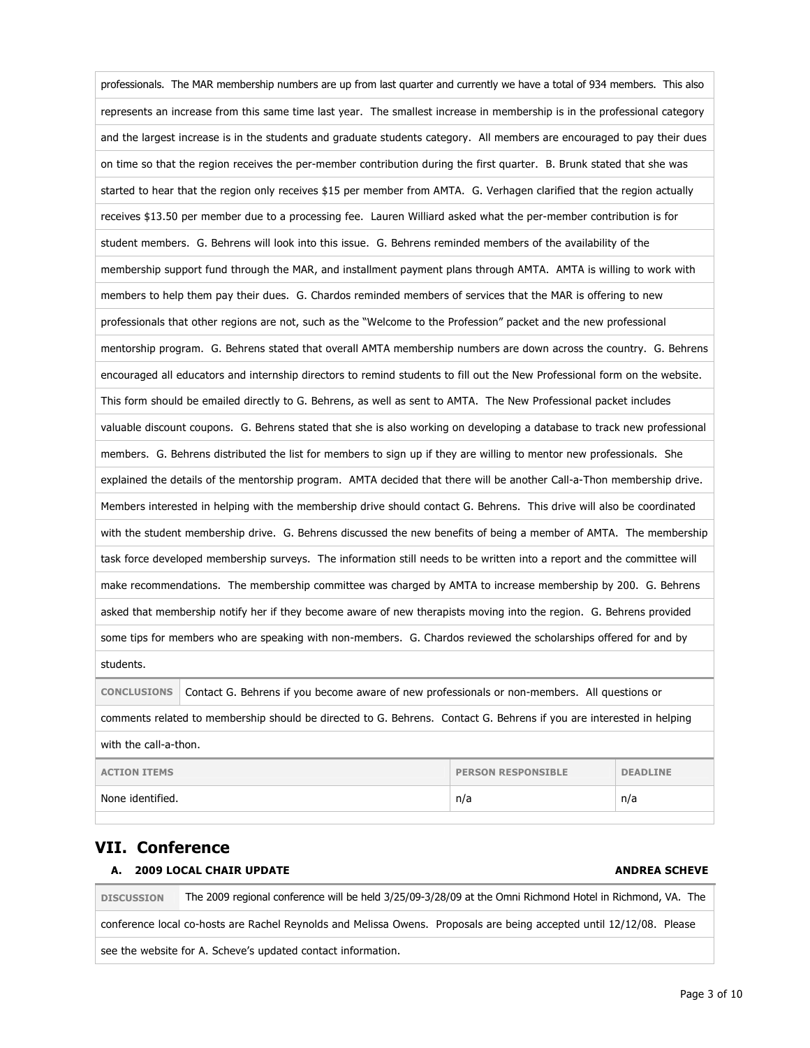professionals. The MAR membership numbers are up from last quarter and currently we have a total of 934 members. This also represents an increase from this same time last year. The smallest increase in membership is in the professional category and the largest increase is in the students and graduate students category. All members are encouraged to pay their dues on time so that the region receives the per-member contribution during the first quarter. B. Brunk stated that she was started to hear that the region only receives $15 per member from AMTA. G. Verhagen clarified that the region actually receives $13.50 per member due to a processing fee. Lauren Williard asked what the per-member contribution is for student members. G. Behrens will look into this issue. G. Behrens reminded members of the availability of the membership support fund through the MAR, and installment payment plans through AMTA. AMTA is willing to work with members to help them pay their dues. G. Chardos reminded members of services that the MAR is offering to new professionals that other regions are not, such as the "Welcome to the Profession" packet and the new professional mentorship program. G. Behrens stated that overall AMTA membership numbers are down across the country. G. Behrens encouraged all educators and internship directors to remind students to fill out the New Professional form on the website. This form should be emailed directly to G. Behrens, as well as sent to AMTA. The New Professional packet includes valuable discount coupons. G. Behrens stated that she is also working on developing a database to track new professional members. G. Behrens distributed the list for members to sign up if they are willing to mentor new professionals. She explained the details of the mentorship program. AMTA decided that there will be another Call-a-Thon membership drive. Members interested in helping with the membership drive should contact G. Behrens. This drive will also be coordinated with the student membership drive. G. Behrens discussed the new benefits of being a member of AMTA. The membership task force developed membership surveys. The information still needs to be written into a report and the committee will make recommendations. The membership committee was charged by AMTA to increase membership by 200. G. Behrens asked that membership notify her if they become aware of new therapists moving into the region. G. Behrens provided some tips for members who are speaking with non-members. G. Chardos reviewed the scholarships offered for and by students.

**CONCLUSIONS** Contact G. Behrens if you become aware of new professionals or non-members. All questions or comments related to membership should be directed to G. Behrens. Contact G. Behrens if you are interested in helping with the call-a-thon.

| ACTION ITEMS | PERSON RESPONSIBLE | DEADLINE |
|---|---|---|
| None identified. | n/a | n/a |

## VII. Conference

### A. 2009 LOCAL CHAIR UPDATE — ANDREA SCHEVE

**DISCUSSION** The 2009 regional conference will be held 3/25/09-3/28/09 at the Omni Richmond Hotel in Richmond, VA. The conference local co-hosts are Rachel Reynolds and Melissa Owens. Proposals are being accepted until 12/12/08. Please see the website for A. Scheve's updated contact information.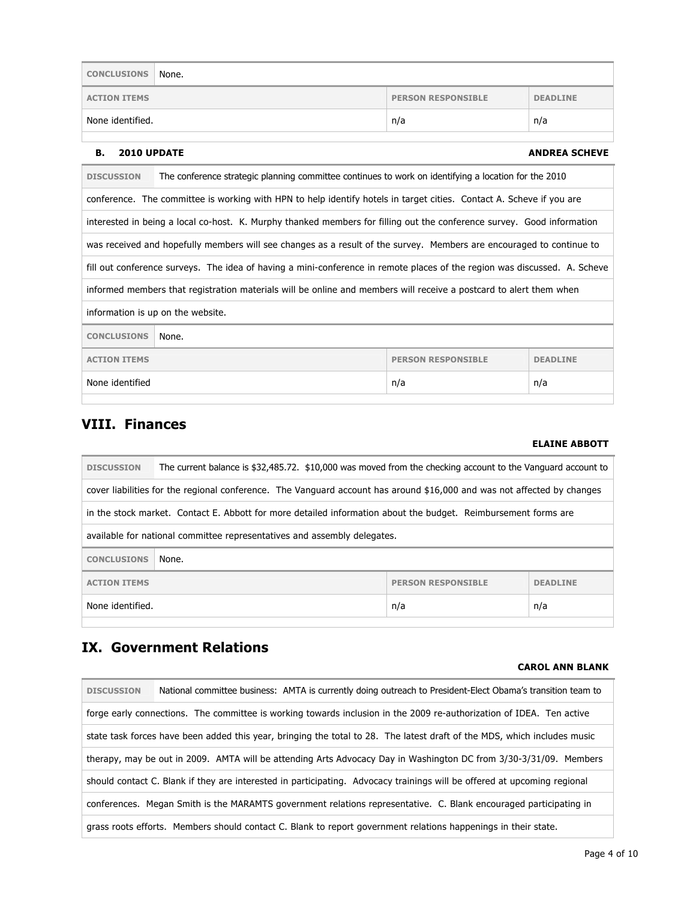| CONCLUSIONS | None. | |
|---|---|---|
| **ACTION ITEMS** | **PERSON RESPONSIBLE** | **DEADLINE** |
| None identified. | n/a | n/a |

**B. 2010 UPDATE** **ANDREA SCHEVE**

**DISCUSSION** The conference strategic planning committee continues to work on identifying a location for the 2010 conference. The committee is working with HPN to help identify hotels in target cities. Contact A. Scheve if you are interested in being a local co-host. K. Murphy thanked members for filling out the conference survey. Good information was received and hopefully members will see changes as a result of the survey. Members are encouraged to continue to fill out conference surveys. The idea of having a mini-conference in remote places of the region was discussed. A. Scheve informed members that registration materials will be online and members will receive a postcard to alert them when information is up on the website.

| CONCLUSIONS | None. | |
|---|---|---|
| **ACTION ITEMS** | **PERSON RESPONSIBLE** | **DEADLINE** |
| None identified | n/a | n/a |

## VIII. Finances

**ELAINE ABBOTT**

**DISCUSSION** The current balance is $32,485.72. $10,000 was moved from the checking account to the Vanguard account to cover liabilities for the regional conference. The Vanguard account has around $16,000 and was not affected by changes in the stock market. Contact E. Abbott for more detailed information about the budget. Reimbursement forms are available for national committee representatives and assembly delegates.

| CONCLUSIONS | None. | |
|---|---|---|
| **ACTION ITEMS** | **PERSON RESPONSIBLE** | **DEADLINE** |
| None identified. | n/a | n/a |

## IX. Government Relations

**CAROL ANN BLANK**

**DISCUSSION** National committee business: AMTA is currently doing outreach to President-Elect Obama's transition team to forge early connections. The committee is working towards inclusion in the 2009 re-authorization of IDEA. Ten active state task forces have been added this year, bringing the total to 28. The latest draft of the MDS, which includes music therapy, may be out in 2009. AMTA will be attending Arts Advocacy Day in Washington DC from 3/30-3/31/09. Members should contact C. Blank if they are interested in participating. Advocacy trainings will be offered at upcoming regional conferences. Megan Smith is the MARAMTS government relations representative. C. Blank encouraged participating in grass roots efforts. Members should contact C. Blank to report government relations happenings in their state.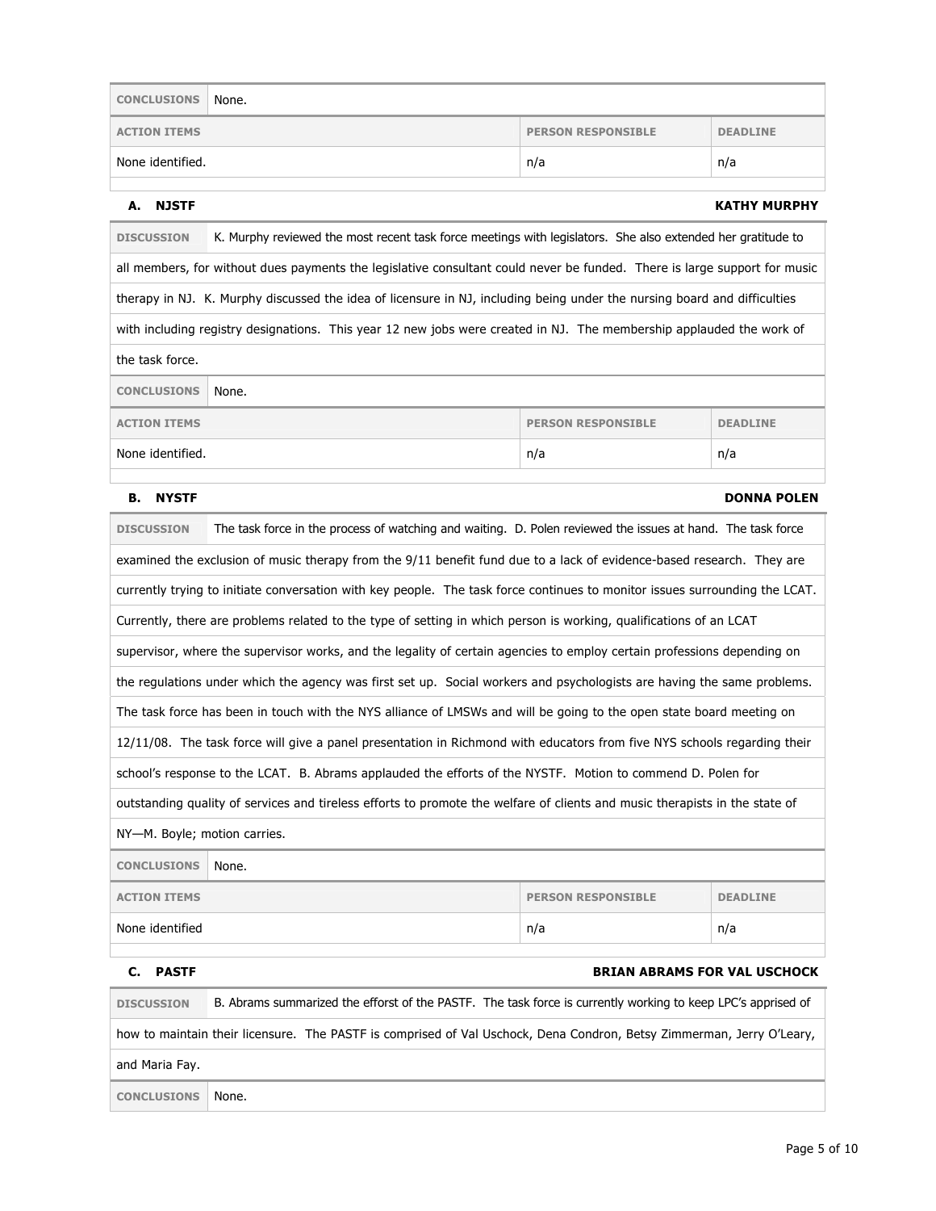| CONCLUSIONS | None. | |
|---|---|---|
| **ACTION ITEMS** | **PERSON RESPONSIBLE** | **DEADLINE** |
| None identified. | n/a | n/a |

### A. NJSTF — KATHY MURPHY

**DISCUSSION** K. Murphy reviewed the most recent task force meetings with legislators. She also extended her gratitude to all members, for without dues payments the legislative consultant could never be funded. There is large support for music therapy in NJ. K. Murphy discussed the idea of licensure in NJ, including being under the nursing board and difficulties with including registry designations. This year 12 new jobs were created in NJ. The membership applauded the work of the task force.

| CONCLUSIONS | None. | |
|---|---|---|
| **ACTION ITEMS** | **PERSON RESPONSIBLE** | **DEADLINE** |
| None identified. | n/a | n/a |

### B. NYSTF — DONNA POLEN

**DISCUSSION** The task force in the process of watching and waiting. D. Polen reviewed the issues at hand. The task force examined the exclusion of music therapy from the 9/11 benefit fund due to a lack of evidence-based research. They are currently trying to initiate conversation with key people. The task force continues to monitor issues surrounding the LCAT. Currently, there are problems related to the type of setting in which person is working, qualifications of an LCAT supervisor, where the supervisor works, and the legality of certain agencies to employ certain professions depending on the regulations under which the agency was first set up. Social workers and psychologists are having the same problems. The task force has been in touch with the NYS alliance of LMSWs and will be going to the open state board meeting on 12/11/08. The task force will give a panel presentation in Richmond with educators from five NYS schools regarding their school's response to the LCAT. B. Abrams applauded the efforts of the NYSTF. Motion to commend D. Polen for outstanding quality of services and tireless efforts to promote the welfare of clients and music therapists in the state of NY—M. Boyle; motion carries.

| CONCLUSIONS | None. | |
|---|---|---|
| **ACTION ITEMS** | **PERSON RESPONSIBLE** | **DEADLINE** |
| None identified | n/a | n/a |

### C. PASTF — BRIAN ABRAMS FOR VAL USCHOCK

**DISCUSSION** B. Abrams summarized the efforst of the PASTF. The task force is currently working to keep LPC's apprised of how to maintain their licensure. The PASTF is comprised of Val Uschock, Dena Condron, Betsy Zimmerman, Jerry O'Leary, and Maria Fay.

**CONCLUSIONS** None.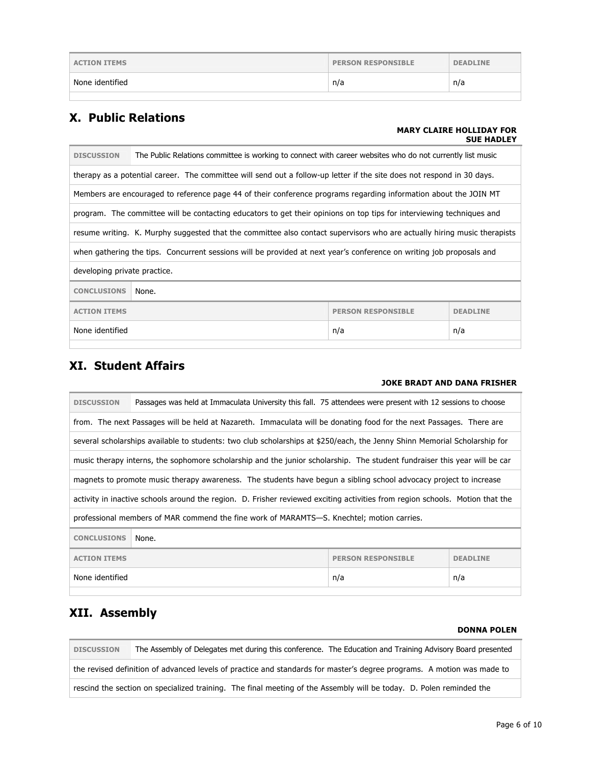| ACTION ITEMS | PERSON RESPONSIBLE | DEADLINE |
| --- | --- | --- |
| None identified | n/a | n/a |

## X. Public Relations

**MARY CLAIRE HOLLIDAY FOR SUE HADLEY**

**DISCUSSION** The Public Relations committee is working to connect with career websites who do not currently list music therapy as a potential career. The committee will send out a follow-up letter if the site does not respond in 30 days. Members are encouraged to reference page 44 of their conference programs regarding information about the JOIN MT program. The committee will be contacting educators to get their opinions on top tips for interviewing techniques and resume writing. K. Murphy suggested that the committee also contact supervisors who are actually hiring music therapists when gathering the tips. Concurrent sessions will be provided at next year's conference on writing job proposals and developing private practice.

**CONCLUSIONS** None.

| ACTION ITEMS | PERSON RESPONSIBLE | DEADLINE |
| --- | --- | --- |
| None identified | n/a | n/a |

## XI. Student Affairs

**JOKE BRADT AND DANA FRISHER**

**DISCUSSION** Passages was held at Immaculata University this fall. 75 attendees were present with 12 sessions to choose from. The next Passages will be held at Nazareth. Immaculata will be donating food for the next Passages. There are several scholarships available to students: two club scholarships at $250/each, the Jenny Shinn Memorial Scholarship for music therapy interns, the sophomore scholarship and the junior scholarship. The student fundraiser this year will be car magnets to promote music therapy awareness. The students have begun a sibling school advocacy project to increase activity in inactive schools around the region. D. Frisher reviewed exciting activities from region schools. Motion that the professional members of MAR commend the fine work of MARAMTS—S. Knechtel; motion carries.

**CONCLUSIONS** None.

| ACTION ITEMS | PERSON RESPONSIBLE | DEADLINE |
| --- | --- | --- |
| None identified | n/a | n/a |

## XII. Assembly

**DONNA POLEN**

**DISCUSSION** The Assembly of Delegates met during this conference. The Education and Training Advisory Board presented the revised definition of advanced levels of practice and standards for master's degree programs. A motion was made to rescind the section on specialized training. The final meeting of the Assembly will be today. D. Polen reminded the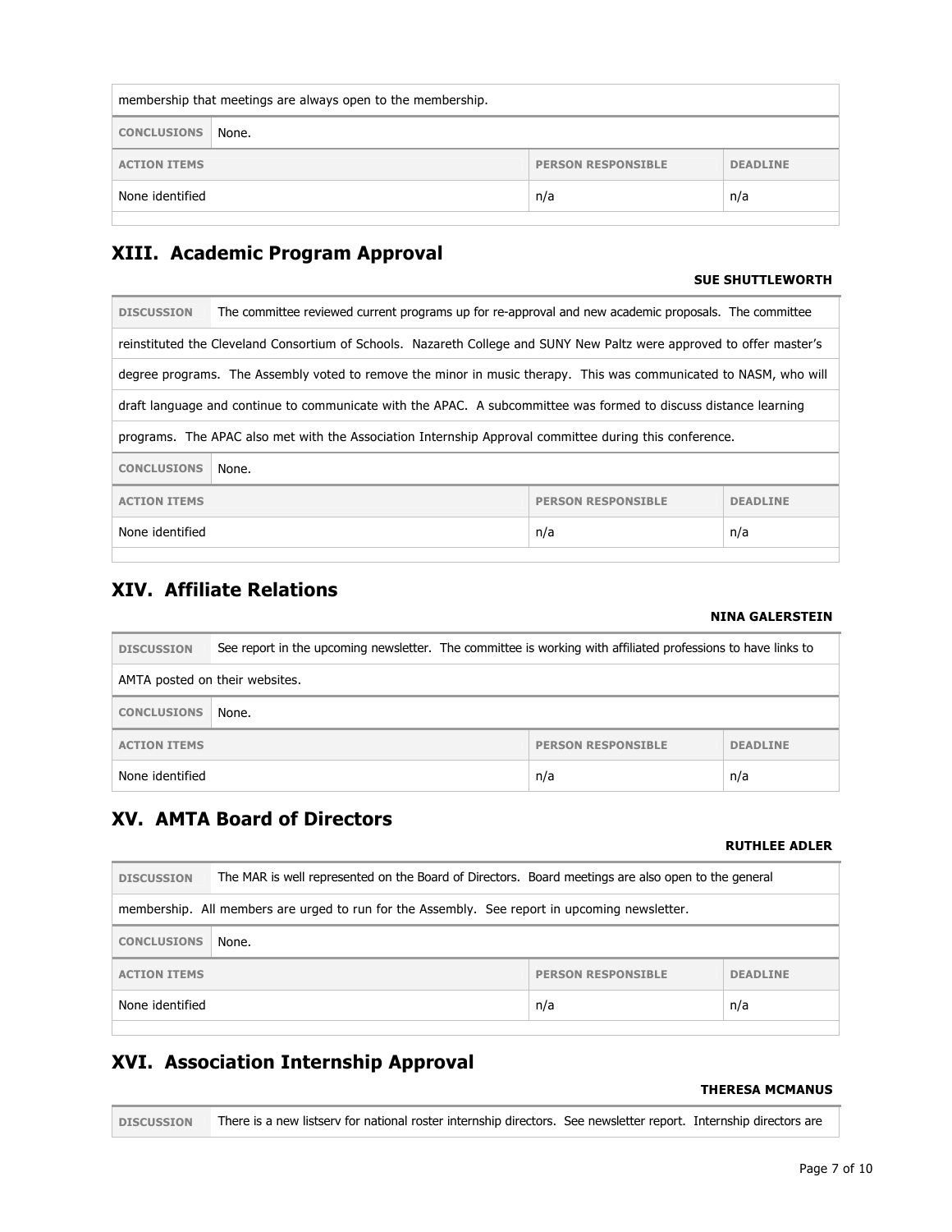| membership that meetings are always open to the membership. | | |
|---|---|---|
| **CONCLUSIONS** None. | | |
| **ACTION ITEMS** | **PERSON RESPONSIBLE** | **DEADLINE** |
| None identified | n/a | n/a |

## XIII. Academic Program Approval

**SUE SHUTTLEWORTH**

| **DISCUSSION** The committee reviewed current programs up for re-approval and new academic proposals. The committee reinstituted the Cleveland Consortium of Schools. Nazareth College and SUNY New Paltz were approved to offer master's degree programs. The Assembly voted to remove the minor in music therapy. This was communicated to NASM, who will draft language and continue to communicate with the APAC. A subcommittee was formed to discuss distance learning programs. The APAC also met with the Association Internship Approval committee during this conference. | | |
|---|---|---|
| **CONCLUSIONS** None. | | |
| **ACTION ITEMS** | **PERSON RESPONSIBLE** | **DEADLINE** |
| None identified | n/a | n/a |

## XIV. Affiliate Relations

**NINA GALERSTEIN**

| **DISCUSSION** See report in the upcoming newsletter. The committee is working with affiliated professions to have links to AMTA posted on their websites. | | |
|---|---|---|
| **CONCLUSIONS** None. | | |
| **ACTION ITEMS** | **PERSON RESPONSIBLE** | **DEADLINE** |
| None identified | n/a | n/a |

## XV. AMTA Board of Directors

**RUTHLEE ADLER**

| **DISCUSSION** The MAR is well represented on the Board of Directors. Board meetings are also open to the general membership. All members are urged to run for the Assembly. See report in upcoming newsletter. | | |
|---|---|---|
| **CONCLUSIONS** None. | | |
| **ACTION ITEMS** | **PERSON RESPONSIBLE** | **DEADLINE** |
| None identified | n/a | n/a |

## XVI. Association Internship Approval

**THERESA MCMANUS**

| **DISCUSSION** There is a new listserv for national roster internship directors. See newsletter report. Internship directors are |
|---|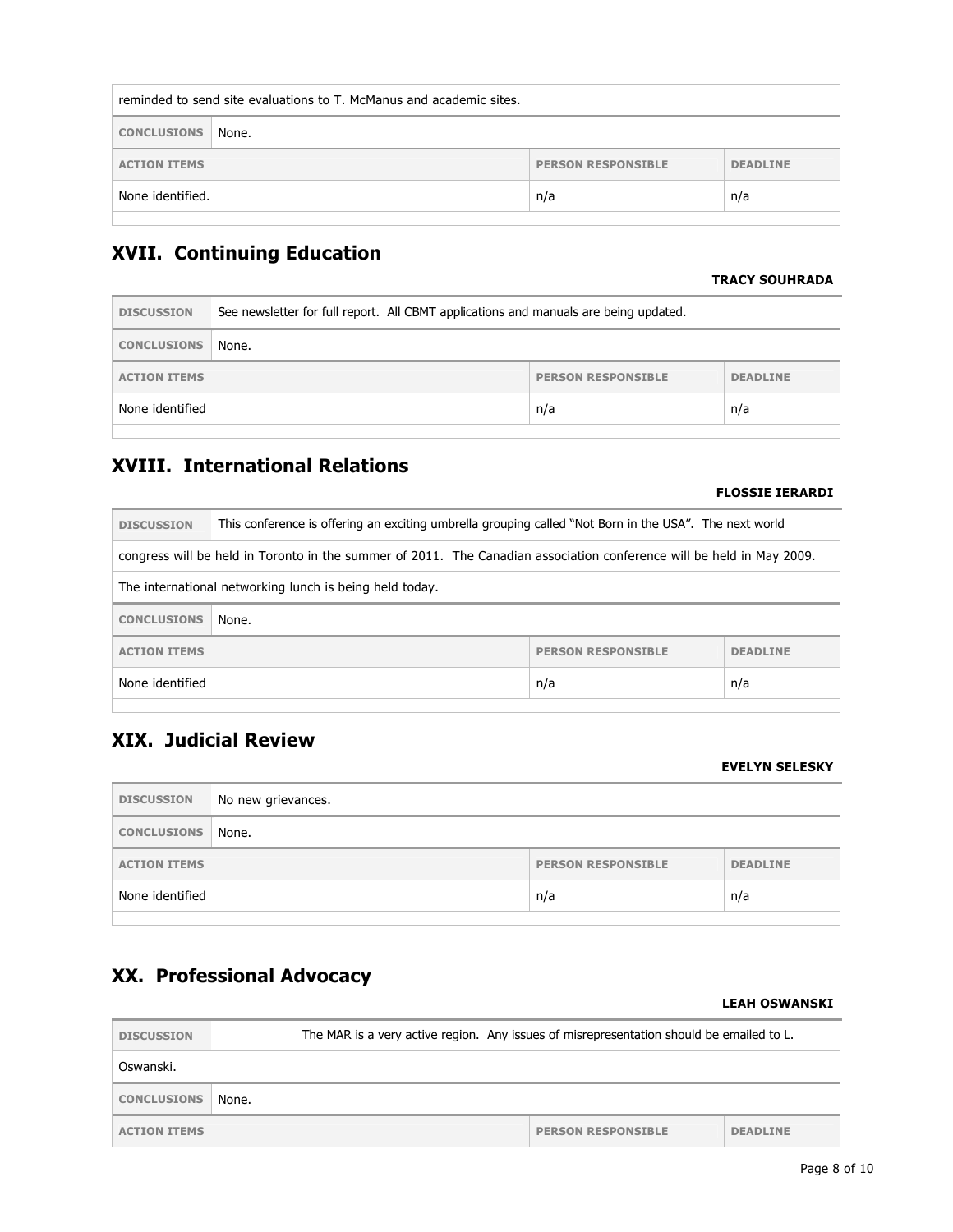| reminded to send site evaluations to T. McManus and academic sites. | | |
|---|---|---|
| **CONCLUSIONS** None. | | |
| **ACTION ITEMS** | **PERSON RESPONSIBLE** | **DEADLINE** |
| None identified. | n/a | n/a |

## XVII. Continuing Education

**TRACY SOUHRADA**

| **DISCUSSION** | See newsletter for full report. All CBMT applications and manuals are being updated. | |
|---|---|---|
| **CONCLUSIONS** | None. | |
| **ACTION ITEMS** | **PERSON RESPONSIBLE** | **DEADLINE** |
| None identified | n/a | n/a |

## XVIII. International Relations

**FLOSSIE IERARDI**

| **DISCUSSION** | This conference is offering an exciting umbrella grouping called "Not Born in the USA". The next world congress will be held in Toronto in the summer of 2011. The Canadian association conference will be held in May 2009. The international networking lunch is being held today. | |
|---|---|---|
| **CONCLUSIONS** | None. | |
| **ACTION ITEMS** | **PERSON RESPONSIBLE** | **DEADLINE** |
| None identified | n/a | n/a |

## XIX. Judicial Review

**EVELYN SELESKY**

| **DISCUSSION** | No new grievances. | |
|---|---|---|
| **CONCLUSIONS** | None. | |
| **ACTION ITEMS** | **PERSON RESPONSIBLE** | **DEADLINE** |
| None identified | n/a | n/a |

## XX. Professional Advocacy

**LEAH OSWANSKI**

| **DISCUSSION** | The MAR is a very active region. Any issues of misrepresentation should be emailed to L. Oswanski. | |
|---|---|---|
| **CONCLUSIONS** | None. | |
| **ACTION ITEMS** | **PERSON RESPONSIBLE** | **DEADLINE** |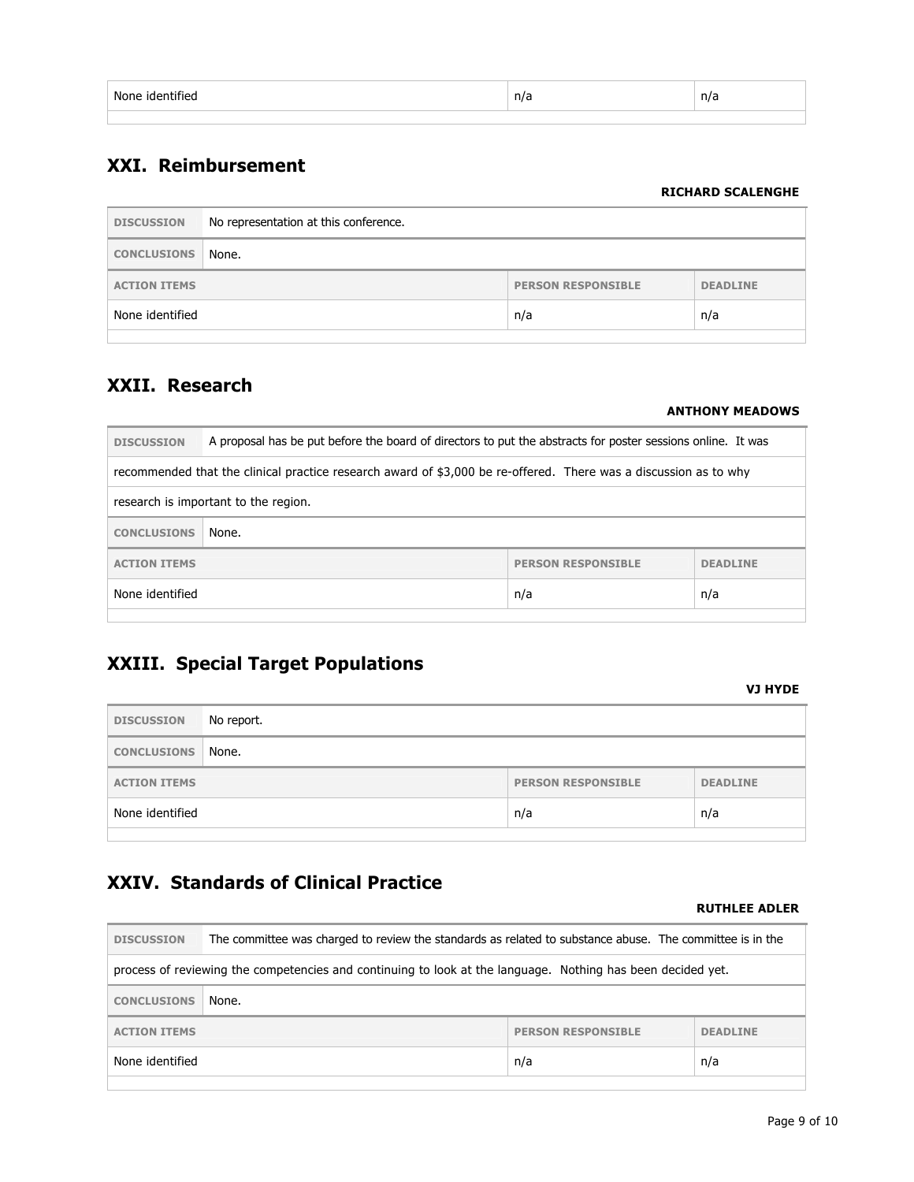| None identified | n/a | n/a |
|---|---|---|

## XXI. Reimbursement

**RICHARD SCALENGHE**

| | |
|---|---|
| **DISCUSSION** | No representation at this conference. |
| **CONCLUSIONS** | None. |

| ACTION ITEMS | PERSON RESPONSIBLE | DEADLINE |
|---|---|---|
| None identified | n/a | n/a |

## XXII. Research

**ANTHONY MEADOWS**

| | |
|---|---|
| **DISCUSSION** | A proposal has be put before the board of directors to put the abstracts for poster sessions online. It was recommended that the clinical practice research award of $3,000 be re-offered. There was a discussion as to why research is important to the region. |
| **CONCLUSIONS** | None. |

| ACTION ITEMS | PERSON RESPONSIBLE | DEADLINE |
|---|---|---|
| None identified | n/a | n/a |

## XXIII. Special Target Populations

**VJ HYDE**

| | |
|---|---|
| **DISCUSSION** | No report. |
| **CONCLUSIONS** | None. |

| ACTION ITEMS | PERSON RESPONSIBLE | DEADLINE |
|---|---|---|
| None identified | n/a | n/a |

## XXIV. Standards of Clinical Practice

**RUTHLEE ADLER**

| | |
|---|---|
| **DISCUSSION** | The committee was charged to review the standards as related to substance abuse. The committee is in the process of reviewing the competencies and continuing to look at the language. Nothing has been decided yet. |
| **CONCLUSIONS** | None. |

| ACTION ITEMS | PERSON RESPONSIBLE | DEADLINE |
|---|---|---|
| None identified | n/a | n/a |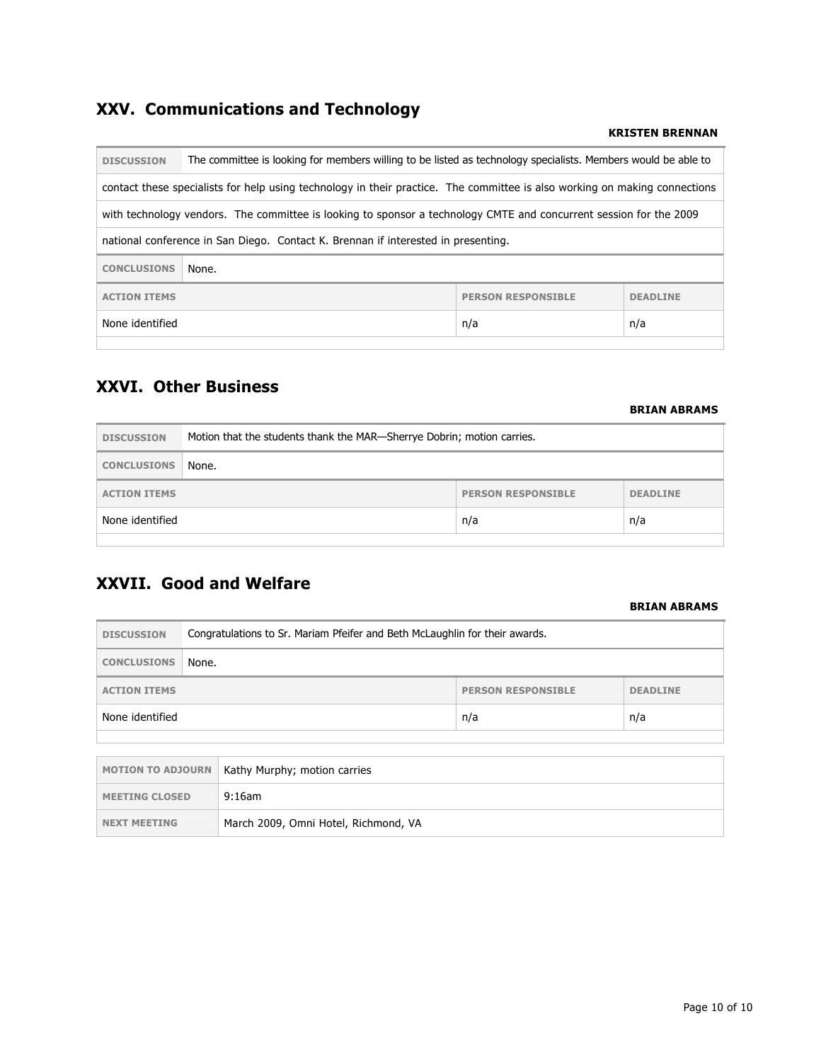## XXV. Communications and Technology

**KRISTEN BRENNAN**

| | |
|---|---|
| **DISCUSSION** | The committee is looking for members willing to be listed as technology specialists. Members would be able to contact these specialists for help using technology in their practice. The committee is also working on making connections with technology vendors. The committee is looking to sponsor a technology CMTE and concurrent session for the 2009 national conference in San Diego. Contact K. Brennan if interested in presenting. |
| **CONCLUSIONS** | None. |

| ACTION ITEMS | PERSON RESPONSIBLE | DEADLINE |
|---|---|---|
| None identified | n/a | n/a |

## XXVI. Other Business

**BRIAN ABRAMS**

| | |
|---|---|
| **DISCUSSION** | Motion that the students thank the MAR—Sherrye Dobrin; motion carries. |
| **CONCLUSIONS** | None. |

| ACTION ITEMS | PERSON RESPONSIBLE | DEADLINE |
|---|---|---|
| None identified | n/a | n/a |

## XXVII. Good and Welfare

**BRIAN ABRAMS**

| | |
|---|---|
| **DISCUSSION** | Congratulations to Sr. Mariam Pfeifer and Beth McLaughlin for their awards. |
| **CONCLUSIONS** | None. |

| ACTION ITEMS | PERSON RESPONSIBLE | DEADLINE |
|---|---|---|
| None identified | n/a | n/a |

| | |
|---|---|
| **MOTION TO ADJOURN** | Kathy Murphy; motion carries |
| **MEETING CLOSED** | 9:16am |
| **NEXT MEETING** | March 2009, Omni Hotel, Richmond, VA |